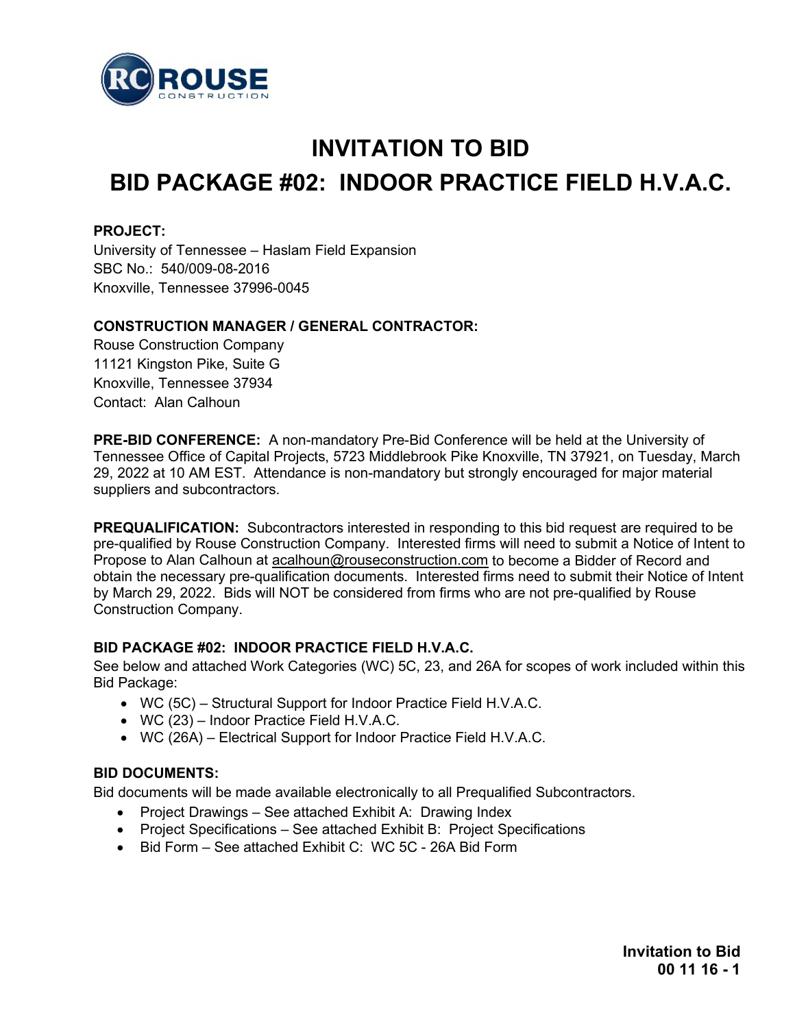# INVITATION TO BID

# BID PACKAGE #02: INDOOR PRACTICE FIELD H.V.A.C.

**PROJECT:**
University of Tennessee – Haslam Field Expansion
SBC No.: 540/009-08-2016
Knoxville, Tennessee 37996-0045

**CONSTRUCTION MANAGER / GENERAL CONTRACTOR:**
Rouse Construction Company
11121 Kingston Pike, Suite G
Knoxville, Tennessee 37934
Contact: Alan Calhoun

**PRE-BID CONFERENCE:** A non-mandatory Pre-Bid Conference will be held at the University of Tennessee Office of Capital Projects, 5723 Middlebrook Pike Knoxville, TN 37921, on Tuesday, March 29, 2022 at 10 AM EST. Attendance is non-mandatory but strongly encouraged for major material suppliers and subcontractors.

**PREQUALIFICATION:** Subcontractors interested in responding to this bid request are required to be pre-qualified by Rouse Construction Company. Interested firms will need to submit a Notice of Intent to Propose to Alan Calhoun at acalhoun@rouseconstruction.com to become a Bidder of Record and obtain the necessary pre-qualification documents. Interested firms need to submit their Notice of Intent by March 29, 2022. Bids will NOT be considered from firms who are not pre-qualified by Rouse Construction Company.

**BID PACKAGE #02: INDOOR PRACTICE FIELD H.V.A.C.**
See below and attached Work Categories (WC) 5C, 23, and 26A for scopes of work included within this Bid Package:

- WC (5C) – Structural Support for Indoor Practice Field H.V.A.C.
- WC (23) – Indoor Practice Field H.V.A.C.
- WC (26A) – Electrical Support for Indoor Practice Field H.V.A.C.

**BID DOCUMENTS:**
Bid documents will be made available electronically to all Prequalified Subcontractors.

- Project Drawings – See attached Exhibit A: Drawing Index
- Project Specifications – See attached Exhibit B: Project Specifications
- Bid Form – See attached Exhibit C: WC 5C - 26A Bid Form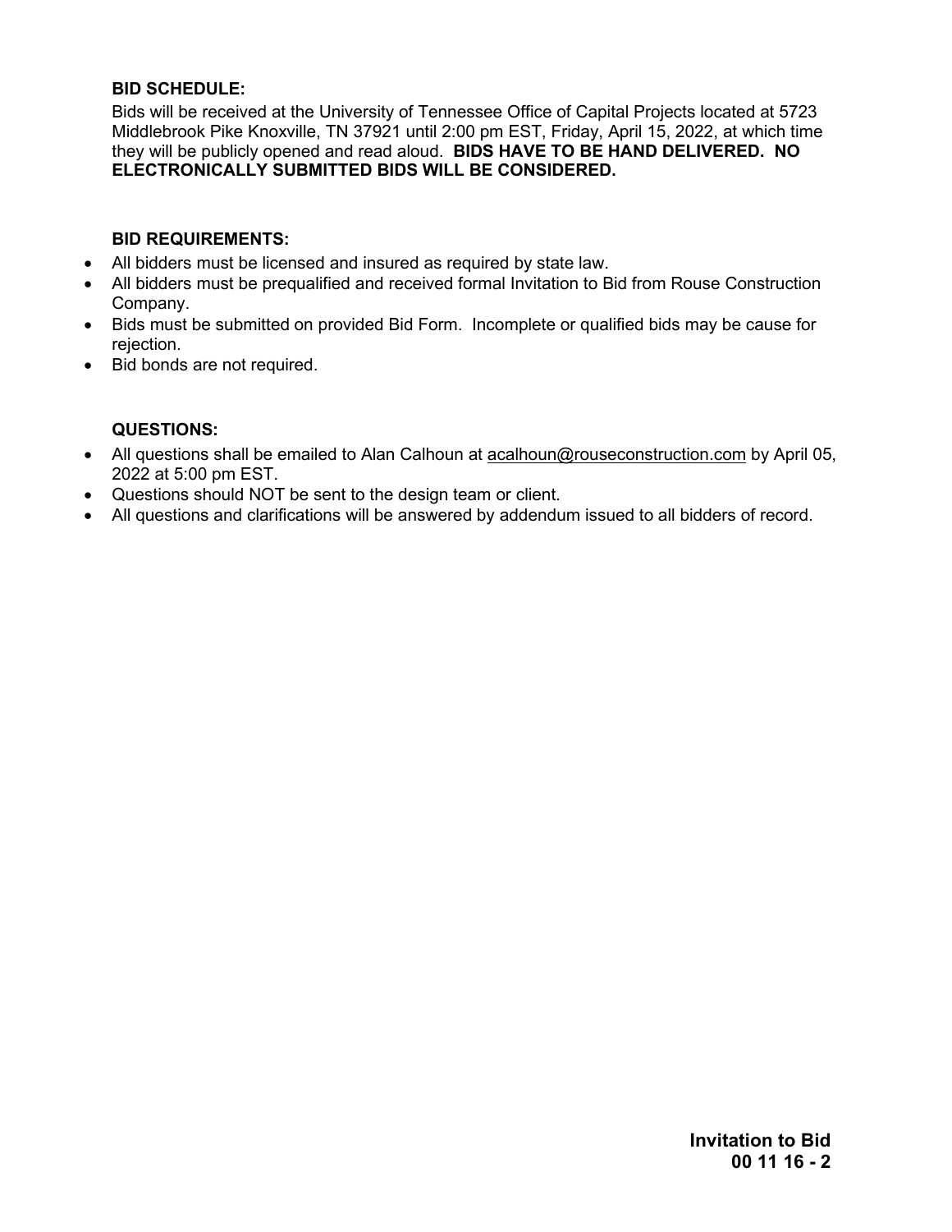**BID SCHEDULE:**

Bids will be received at the University of Tennessee Office of Capital Projects located at 5723 Middlebrook Pike Knoxville, TN 37921 until 2:00 pm EST, Friday, April 15, 2022, at which time they will be publicly opened and read aloud. **BIDS HAVE TO BE HAND DELIVERED. NO ELECTRONICALLY SUBMITTED BIDS WILL BE CONSIDERED.**

**BID REQUIREMENTS:**

- All bidders must be licensed and insured as required by state law.
- All bidders must be prequalified and received formal Invitation to Bid from Rouse Construction Company.
- Bids must be submitted on provided Bid Form. Incomplete or qualified bids may be cause for rejection.
- Bid bonds are not required.

**QUESTIONS:**

- All questions shall be emailed to Alan Calhoun at acalhoun@rouseconstruction.com by April 05, 2022 at 5:00 pm EST.
- Questions should NOT be sent to the design team or client.
- All questions and clarifications will be answered by addendum issued to all bidders of record.